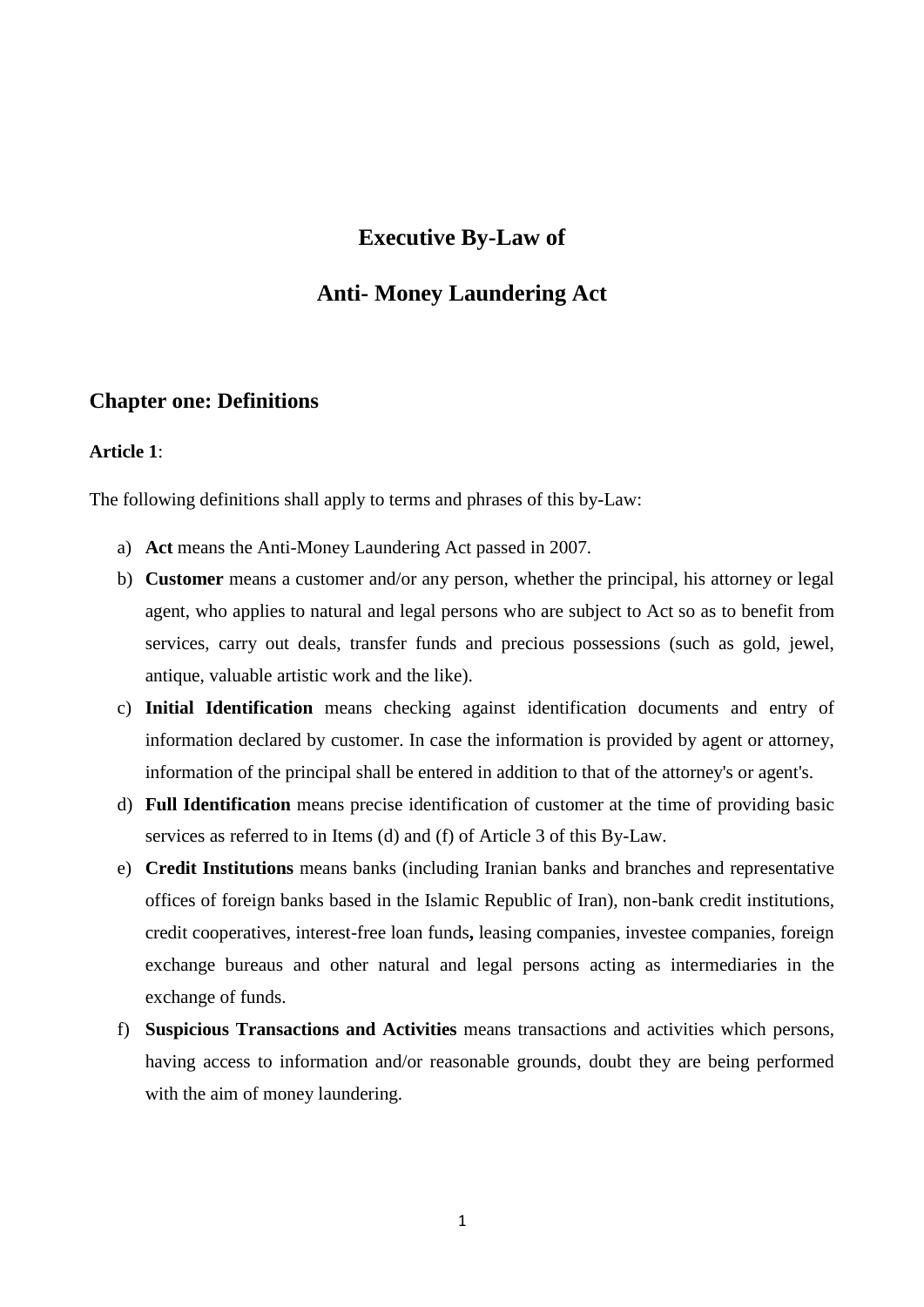# Executive By-Law of

# Anti- Money Laundering Act

## Chapter one: Definitions

**Article 1**:

The following definitions shall apply to terms and phrases of this by-Law:

a) **Act** means the Anti-Money Laundering Act passed in 2007.

b) **Customer** means a customer and/or any person, whether the principal, his attorney or legal agent, who applies to natural and legal persons who are subject to Act so as to benefit from services, carry out deals, transfer funds and precious possessions (such as gold, jewel, antique, valuable artistic work and the like).

c) **Initial Identification** means checking against identification documents and entry of information declared by customer. In case the information is provided by agent or attorney, information of the principal shall be entered in addition to that of the attorney's or agent's.

d) **Full Identification** means precise identification of customer at the time of providing basic services as referred to in Items (d) and (f) of Article 3 of this By-Law.

e) **Credit Institutions** means banks (including Iranian banks and branches and representative offices of foreign banks based in the Islamic Republic of Iran), non-bank credit institutions, credit cooperatives, interest-free loan funds**,** leasing companies, investee companies, foreign exchange bureaus and other natural and legal persons acting as intermediaries in the exchange of funds.

f) **Suspicious Transactions and Activities** means transactions and activities which persons, having access to information and/or reasonable grounds, doubt they are being performed with the aim of money laundering.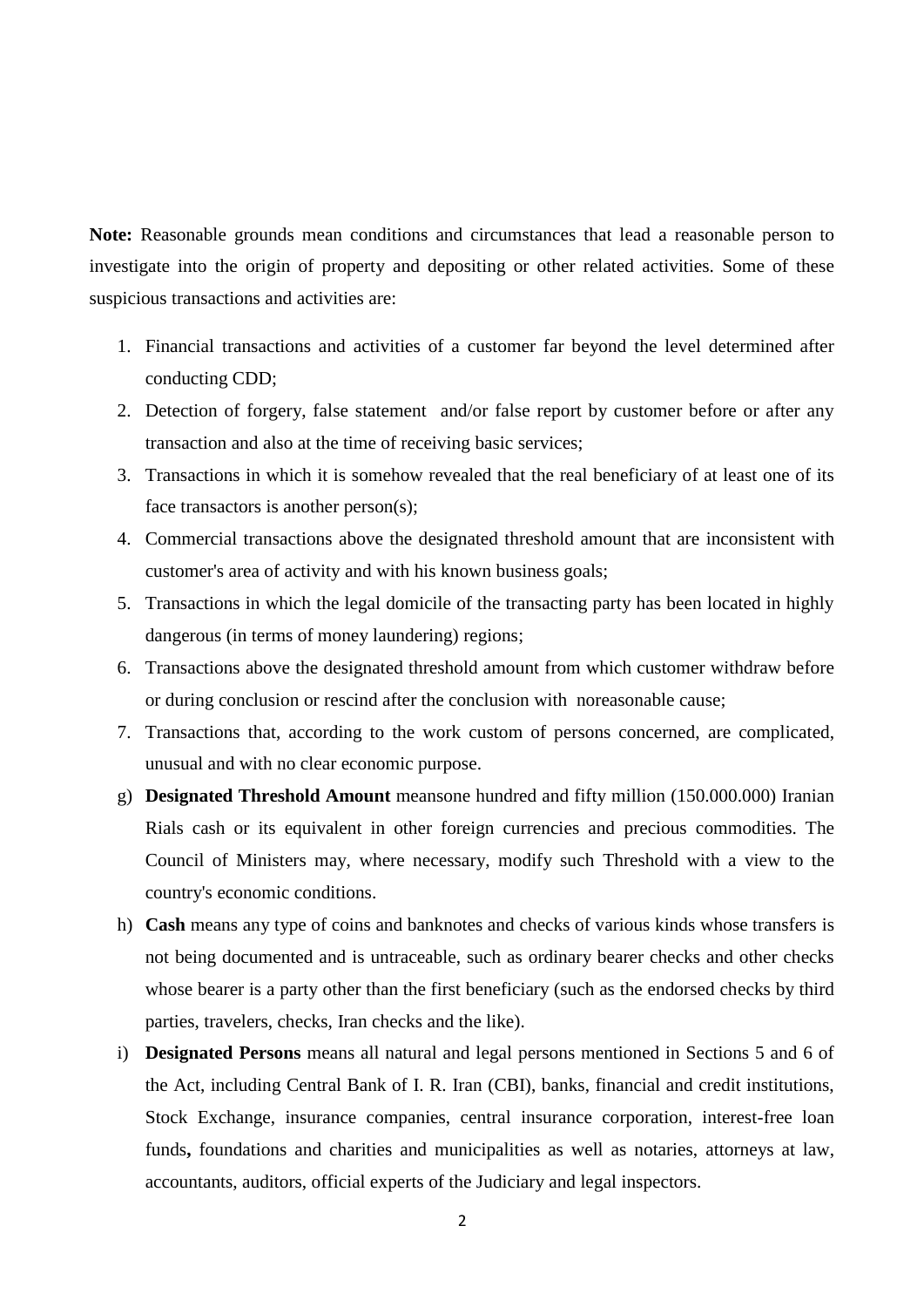**Note:** Reasonable grounds mean conditions and circumstances that lead a reasonable person to investigate into the origin of property and depositing or other related activities. Some of these suspicious transactions and activities are:

1. Financial transactions and activities of a customer far beyond the level determined after conducting CDD;
2. Detection of forgery, false statement and/or false report by customer before or after any transaction and also at the time of receiving basic services;
3. Transactions in which it is somehow revealed that the real beneficiary of at least one of its face transactors is another person(s);
4. Commercial transactions above the designated threshold amount that are inconsistent with customer's area of activity and with his known business goals;
5. Transactions in which the legal domicile of the transacting party has been located in highly dangerous (in terms of money laundering) regions;
6. Transactions above the designated threshold amount from which customer withdraw before or during conclusion or rescind after the conclusion with noreasonable cause;
7. Transactions that, according to the work custom of persons concerned, are complicated, unusual and with no clear economic purpose.

g) **Designated Threshold Amount** meansone hundred and fifty million (150.000.000) Iranian Rials cash or its equivalent in other foreign currencies and precious commodities. The Council of Ministers may, where necessary, modify such Threshold with a view to the country's economic conditions.

h) **Cash** means any type of coins and banknotes and checks of various kinds whose transfers is not being documented and is untraceable, such as ordinary bearer checks and other checks whose bearer is a party other than the first beneficiary (such as the endorsed checks by third parties, travelers, checks, Iran checks and the like).

i) **Designated Persons** means all natural and legal persons mentioned in Sections 5 and 6 of the Act, including Central Bank of I. R. Iran (CBI), banks, financial and credit institutions, Stock Exchange, insurance companies, central insurance corporation, interest-free loan funds**,** foundations and charities and municipalities as well as notaries, attorneys at law, accountants, auditors, official experts of the Judiciary and legal inspectors.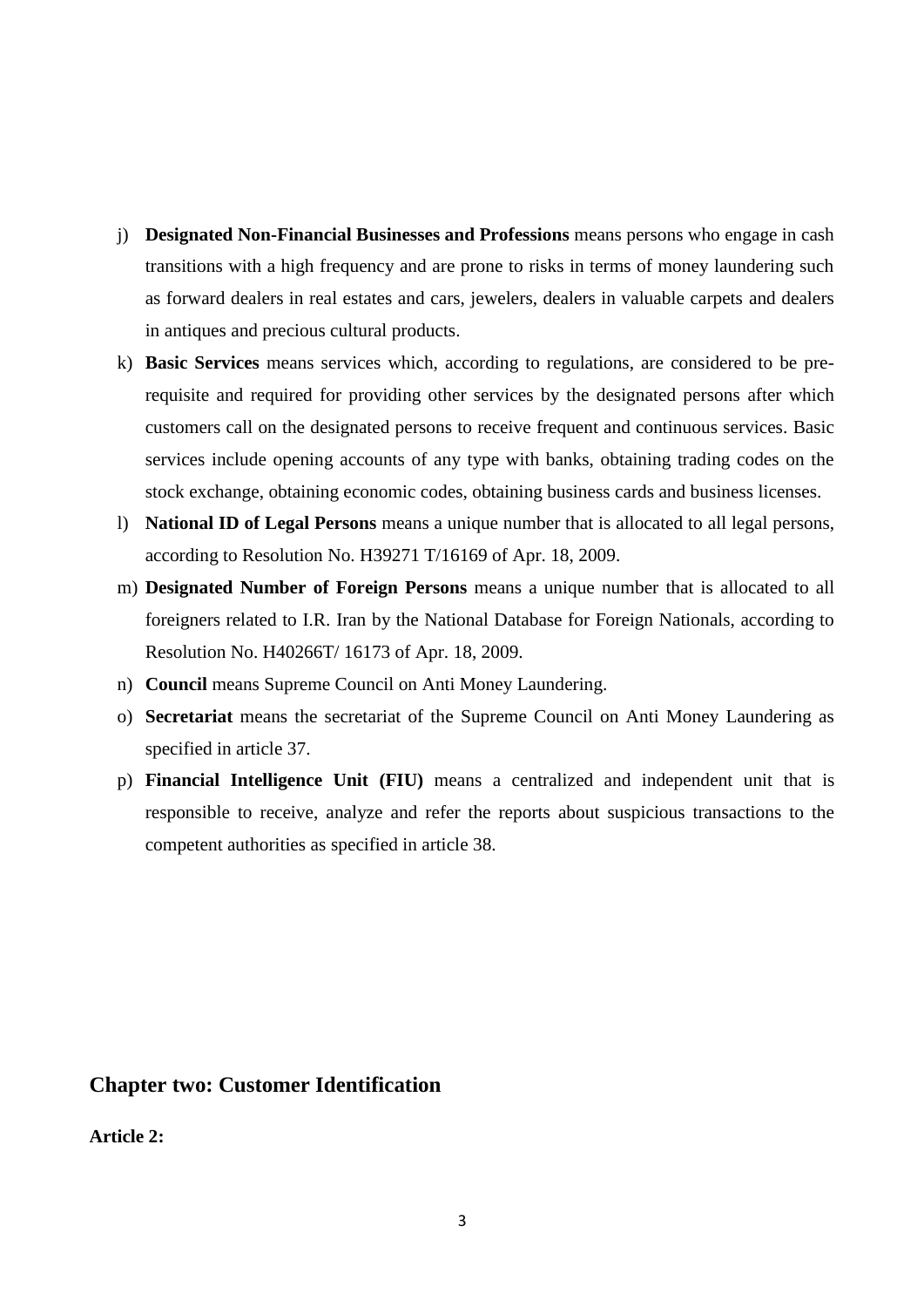j) **Designated Non-Financial Businesses and Professions** means persons who engage in cash transitions with a high frequency and are prone to risks in terms of money laundering such as forward dealers in real estates and cars, jewelers, dealers in valuable carpets and dealers in antiques and precious cultural products.

k) **Basic Services** means services which, according to regulations, are considered to be pre-requisite and required for providing other services by the designated persons after which customers call on the designated persons to receive frequent and continuous services. Basic services include opening accounts of any type with banks, obtaining trading codes on the stock exchange, obtaining economic codes, obtaining business cards and business licenses.

l) **National ID of Legal Persons** means a unique number that is allocated to all legal persons, according to Resolution No. H39271 T/16169 of Apr. 18, 2009.

m) **Designated Number of Foreign Persons** means a unique number that is allocated to all foreigners related to I.R. Iran by the National Database for Foreign Nationals, according to Resolution No. H40266T/ 16173 of Apr. 18, 2009.

n) **Council** means Supreme Council on Anti Money Laundering.

o) **Secretariat** means the secretariat of the Supreme Council on Anti Money Laundering as specified in article 37.

p) **Financial Intelligence Unit (FIU)** means a centralized and independent unit that is responsible to receive, analyze and refer the reports about suspicious transactions to the competent authorities as specified in article 38.

## Chapter two: Customer Identification

**Article 2:**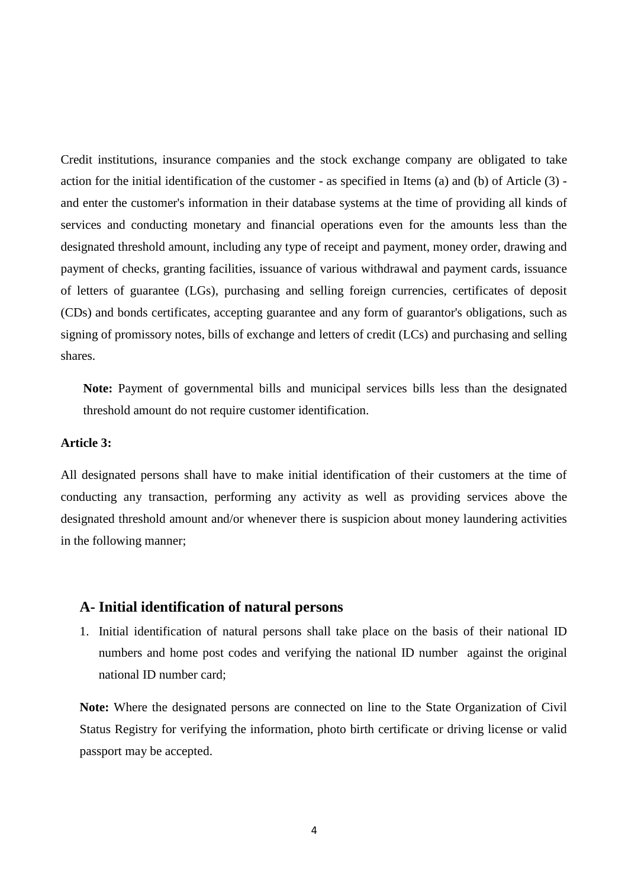Credit institutions, insurance companies and the stock exchange company are obligated to take action for the initial identification of the customer - as specified in Items (a) and (b) of Article (3) - and enter the customer's information in their database systems at the time of providing all kinds of services and conducting monetary and financial operations even for the amounts less than the designated threshold amount, including any type of receipt and payment, money order, drawing and payment of checks, granting facilities, issuance of various withdrawal and payment cards, issuance of letters of guarantee (LGs), purchasing and selling foreign currencies, certificates of deposit (CDs) and bonds certificates, accepting guarantee and any form of guarantor's obligations, such as signing of promissory notes, bills of exchange and letters of credit (LCs) and purchasing and selling shares.

**Note:** Payment of governmental bills and municipal services bills less than the designated threshold amount do not require customer identification.

**Article 3:**

All designated persons shall have to make initial identification of their customers at the time of conducting any transaction, performing any activity as well as providing services above the designated threshold amount and/or whenever there is suspicion about money laundering activities in the following manner;

## A- Initial identification of natural persons

1. Initial identification of natural persons shall take place on the basis of their national ID numbers and home post codes and verifying the national ID number against the original national ID number card;

**Note:** Where the designated persons are connected on line to the State Organization of Civil Status Registry for verifying the information, photo birth certificate or driving license or valid passport may be accepted.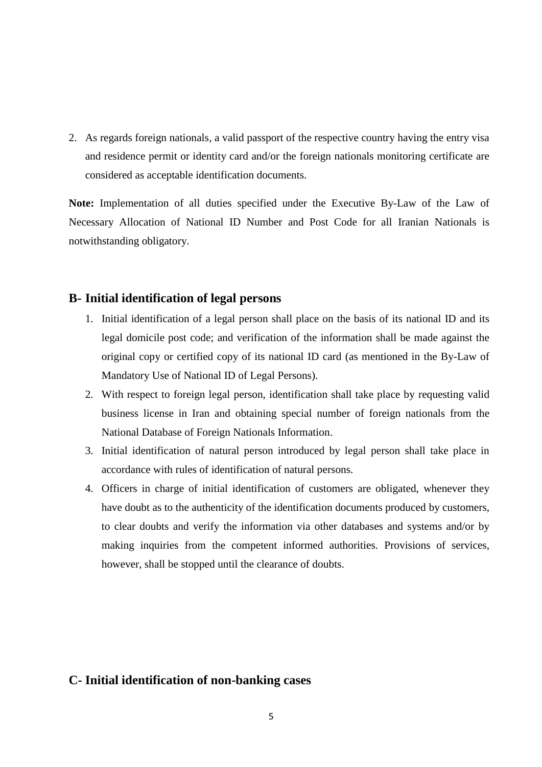2. As regards foreign nationals, a valid passport of the respective country having the entry visa and residence permit or identity card and/or the foreign nationals monitoring certificate are considered as acceptable identification documents.

**Note:** Implementation of all duties specified under the Executive By-Law of the Law of Necessary Allocation of National ID Number and Post Code for all Iranian Nationals is notwithstanding obligatory.

## B- Initial identification of legal persons

1. Initial identification of a legal person shall place on the basis of its national ID and its legal domicile post code; and verification of the information shall be made against the original copy or certified copy of its national ID card (as mentioned in the By-Law of Mandatory Use of National ID of Legal Persons).
2. With respect to foreign legal person, identification shall take place by requesting valid business license in Iran and obtaining special number of foreign nationals from the National Database of Foreign Nationals Information.
3. Initial identification of natural person introduced by legal person shall take place in accordance with rules of identification of natural persons.
4. Officers in charge of initial identification of customers are obligated, whenever they have doubt as to the authenticity of the identification documents produced by customers, to clear doubts and verify the information via other databases and systems and/or by making inquiries from the competent informed authorities. Provisions of services, however, shall be stopped until the clearance of doubts.

## C- Initial identification of non-banking cases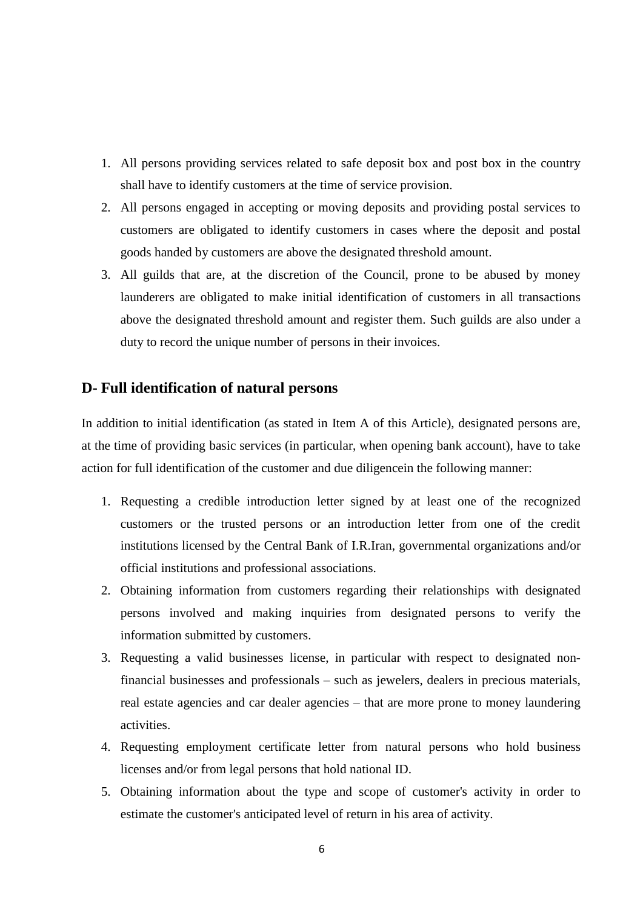1. All persons providing services related to safe deposit box and post box in the country shall have to identify customers at the time of service provision.
2. All persons engaged in accepting or moving deposits and providing postal services to customers are obligated to identify customers in cases where the deposit and postal goods handed by customers are above the designated threshold amount.
3. All guilds that are, at the discretion of the Council, prone to be abused by money launderers are obligated to make initial identification of customers in all transactions above the designated threshold amount and register them. Such guilds are also under a duty to record the unique number of persons in their invoices.

## D- Full identification of natural persons

In addition to initial identification (as stated in Item A of this Article), designated persons are, at the time of providing basic services (in particular, when opening bank account), have to take action for full identification of the customer and due diligencein the following manner:

1. Requesting a credible introduction letter signed by at least one of the recognized customers or the trusted persons or an introduction letter from one of the credit institutions licensed by the Central Bank of I.R.Iran, governmental organizations and/or official institutions and professional associations.
2. Obtaining information from customers regarding their relationships with designated persons involved and making inquiries from designated persons to verify the information submitted by customers.
3. Requesting a valid businesses license, in particular with respect to designated non-financial businesses and professionals – such as jewelers, dealers in precious materials, real estate agencies and car dealer agencies – that are more prone to money laundering activities.
4. Requesting employment certificate letter from natural persons who hold business licenses and/or from legal persons that hold national ID.
5. Obtaining information about the type and scope of customer's activity in order to estimate the customer's anticipated level of return in his area of activity.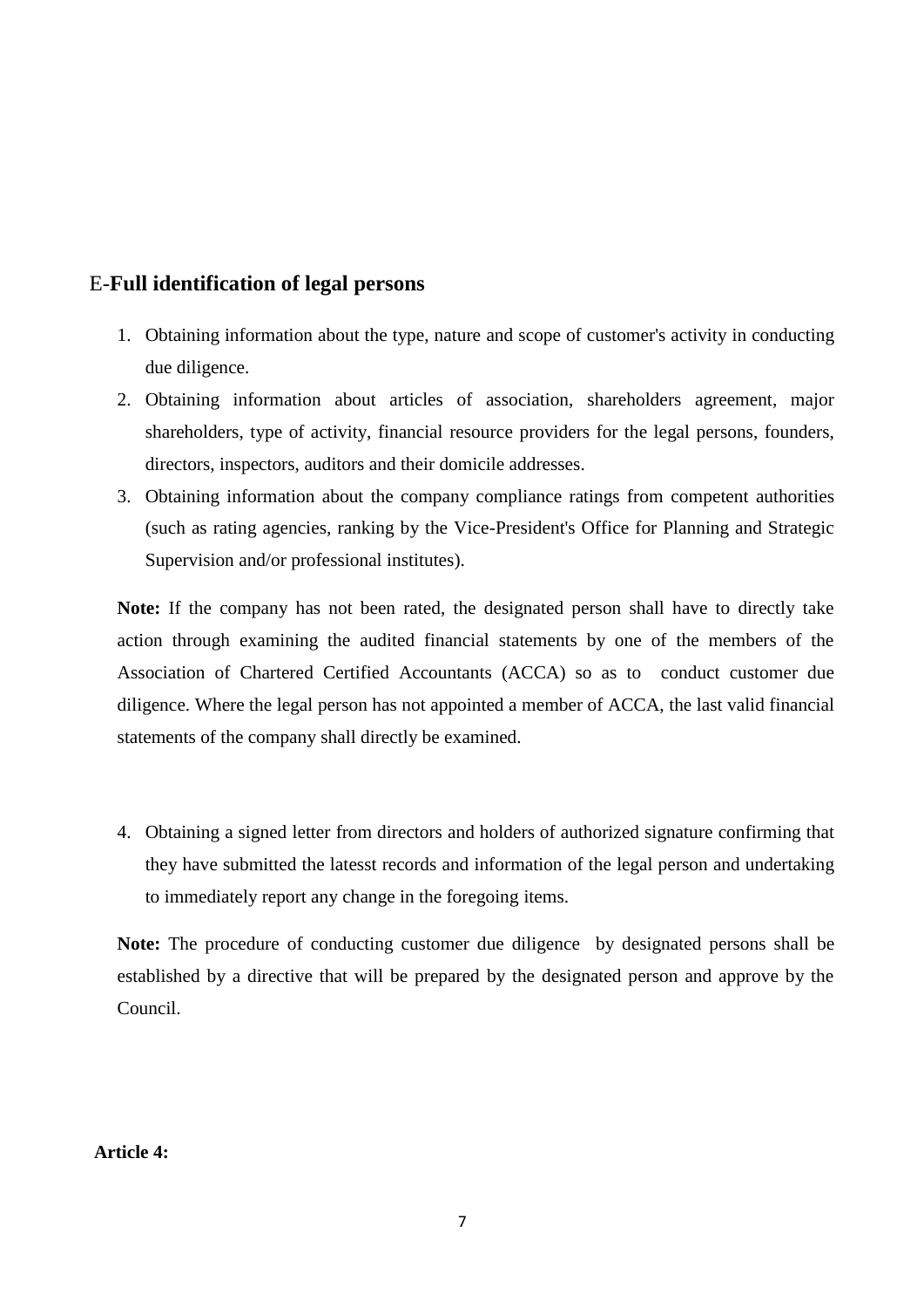## E-**Full identification of legal persons**

1. Obtaining information about the type, nature and scope of customer's activity in conducting due diligence.
2. Obtaining information about articles of association, shareholders agreement, major shareholders, type of activity, financial resource providers for the legal persons, founders, directors, inspectors, auditors and their domicile addresses.
3. Obtaining information about the company compliance ratings from competent authorities (such as rating agencies, ranking by the Vice-President's Office for Planning and Strategic Supervision and/or professional institutes).

**Note:** If the company has not been rated, the designated person shall have to directly take action through examining the audited financial statements by one of the members of the Association of Chartered Certified Accountants (ACCA) so as to conduct customer due diligence. Where the legal person has not appointed a member of ACCA, the last valid financial statements of the company shall directly be examined.

4. Obtaining a signed letter from directors and holders of authorized signature confirming that they have submitted the latesst records and information of the legal person and undertaking to immediately report any change in the foregoing items.

**Note:** The procedure of conducting customer due diligence by designated persons shall be established by a directive that will be prepared by the designated person and approve by the Council.

**Article 4:**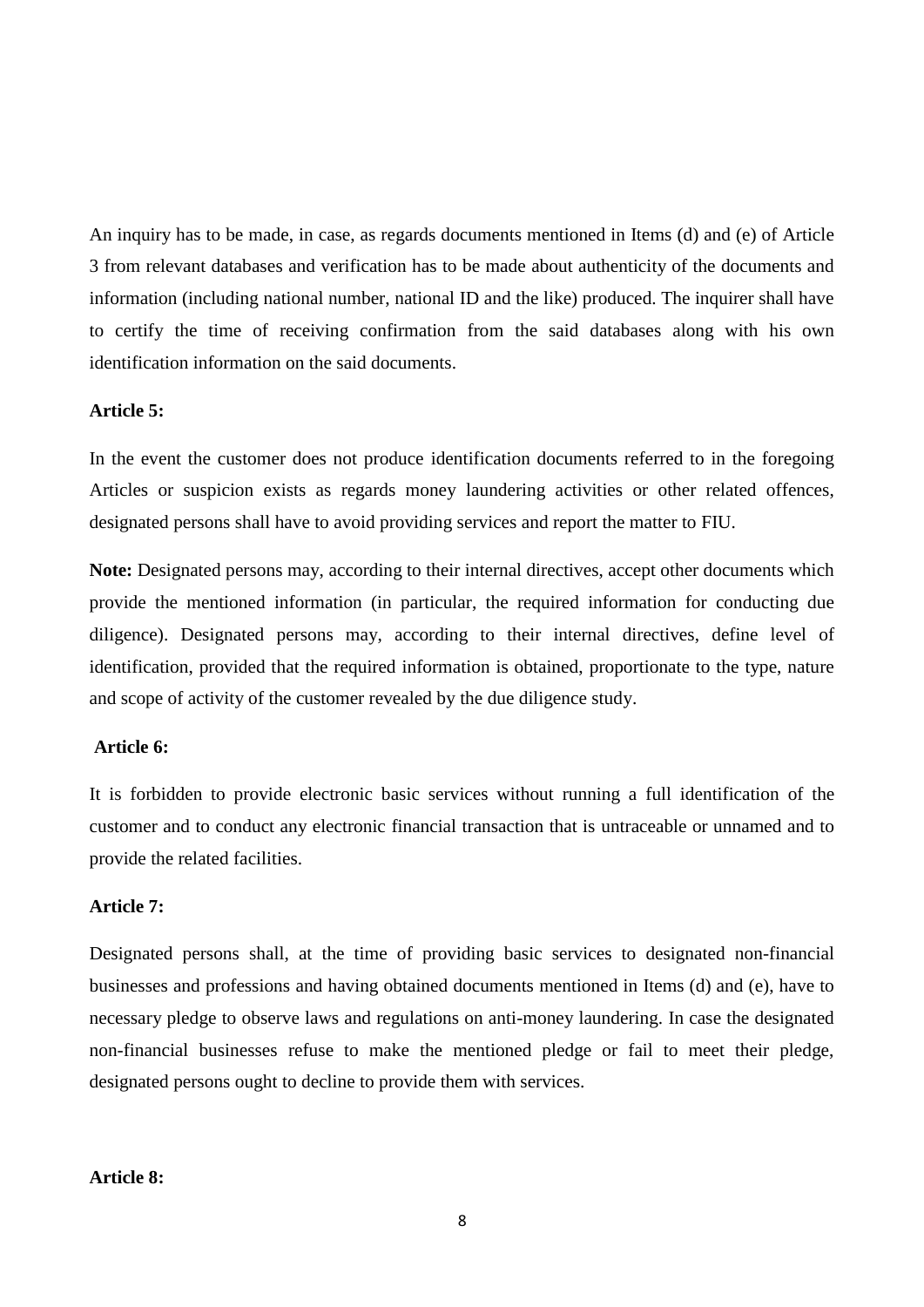An inquiry has to be made, in case, as regards documents mentioned in Items (d) and (e) of Article 3 from relevant databases and verification has to be made about authenticity of the documents and information (including national number, national ID and the like) produced. The inquirer shall have to certify the time of receiving confirmation from the said databases along with his own identification information on the said documents.

**Article 5:**

In the event the customer does not produce identification documents referred to in the foregoing Articles or suspicion exists as regards money laundering activities or other related offences, designated persons shall have to avoid providing services and report the matter to FIU.

**Note:** Designated persons may, according to their internal directives, accept other documents which provide the mentioned information (in particular, the required information for conducting due diligence). Designated persons may, according to their internal directives, define level of identification, provided that the required information is obtained, proportionate to the type, nature and scope of activity of the customer revealed by the due diligence study.

**Article 6:**

It is forbidden to provide electronic basic services without running a full identification of the customer and to conduct any electronic financial transaction that is untraceable or unnamed and to provide the related facilities.

**Article 7:**

Designated persons shall, at the time of providing basic services to designated non-financial businesses and professions and having obtained documents mentioned in Items (d) and (e), have to necessary pledge to observe laws and regulations on anti-money laundering. In case the designated non-financial businesses refuse to make the mentioned pledge or fail to meet their pledge, designated persons ought to decline to provide them with services.

**Article 8:**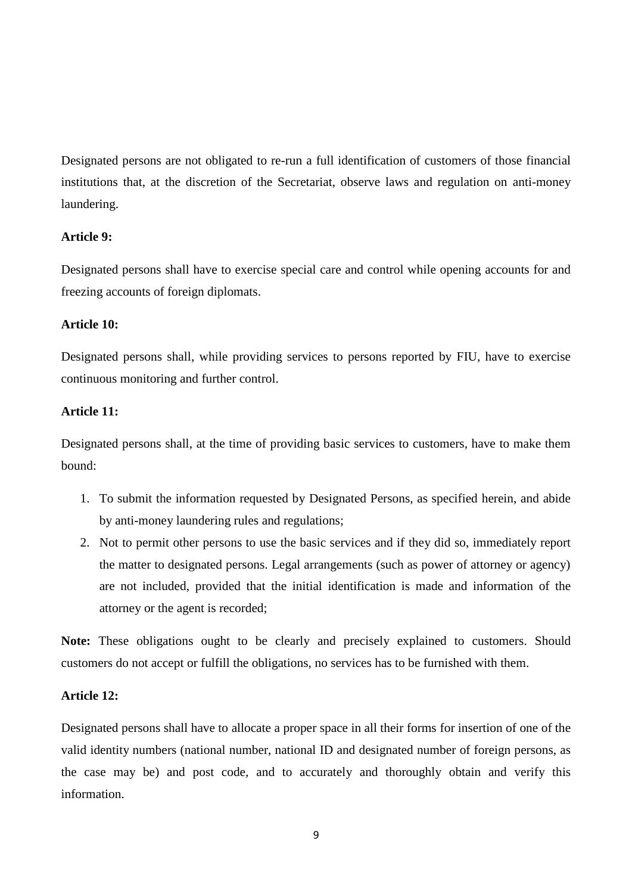Designated persons are not obligated to re-run a full identification of customers of those financial institutions that, at the discretion of the Secretariat, observe laws and regulation on anti-money laundering.

**Article 9:**

Designated persons shall have to exercise special care and control while opening accounts for and freezing accounts of foreign diplomats.

**Article 10:**

Designated persons shall, while providing services to persons reported by FIU, have to exercise continuous monitoring and further control.

**Article 11:**

Designated persons shall, at the time of providing basic services to customers, have to make them bound:

1. To submit the information requested by Designated Persons, as specified herein, and abide by anti-money laundering rules and regulations;
2. Not to permit other persons to use the basic services and if they did so, immediately report the matter to designated persons. Legal arrangements (such as power of attorney or agency) are not included, provided that the initial identification is made and information of the attorney or the agent is recorded;

**Note:** These obligations ought to be clearly and precisely explained to customers. Should customers do not accept or fulfill the obligations, no services has to be furnished with them.

**Article 12:**

Designated persons shall have to allocate a proper space in all their forms for insertion of one of the valid identity numbers (national number, national ID and designated number of foreign persons, as the case may be) and post code, and to accurately and thoroughly obtain and verify this information.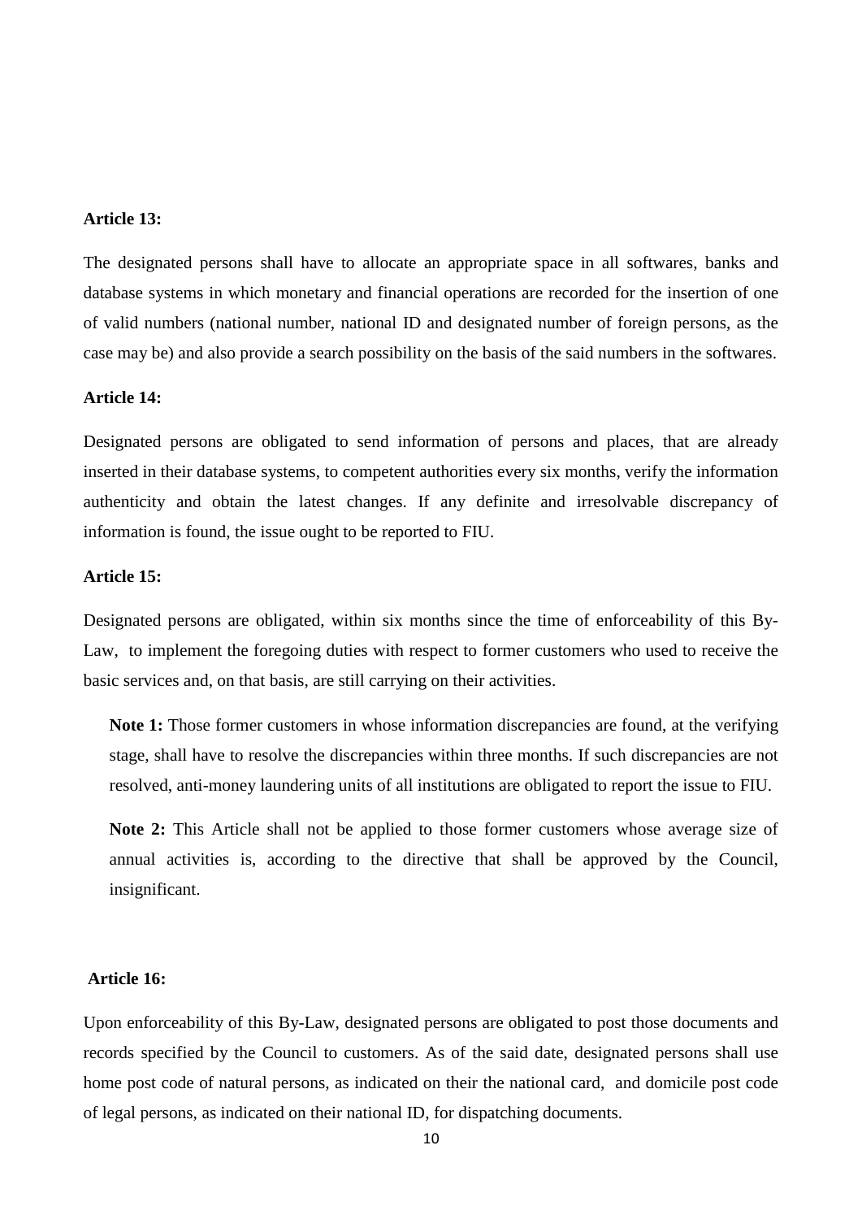**Article 13:**

The designated persons shall have to allocate an appropriate space in all softwares, banks and database systems in which monetary and financial operations are recorded for the insertion of one of valid numbers (national number, national ID and designated number of foreign persons, as the case may be) and also provide a search possibility on the basis of the said numbers in the softwares.

**Article 14:**

Designated persons are obligated to send information of persons and places, that are already inserted in their database systems, to competent authorities every six months, verify the information authenticity and obtain the latest changes. If any definite and irresolvable discrepancy of information is found, the issue ought to be reported to FIU.

**Article 15:**

Designated persons are obligated, within six months since the time of enforceability of this By-Law, to implement the foregoing duties with respect to former customers who used to receive the basic services and, on that basis, are still carrying on their activities.

> **Note 1:** Those former customers in whose information discrepancies are found, at the verifying stage, shall have to resolve the discrepancies within three months. If such discrepancies are not resolved, anti-money laundering units of all institutions are obligated to report the issue to FIU.
>
> **Note 2:** This Article shall not be applied to those former customers whose average size of annual activities is, according to the directive that shall be approved by the Council, insignificant.

**Article 16:**

Upon enforceability of this By-Law, designated persons are obligated to post those documents and records specified by the Council to customers. As of the said date, designated persons shall use home post code of natural persons, as indicated on their the national card, and domicile post code of legal persons, as indicated on their national ID, for dispatching documents.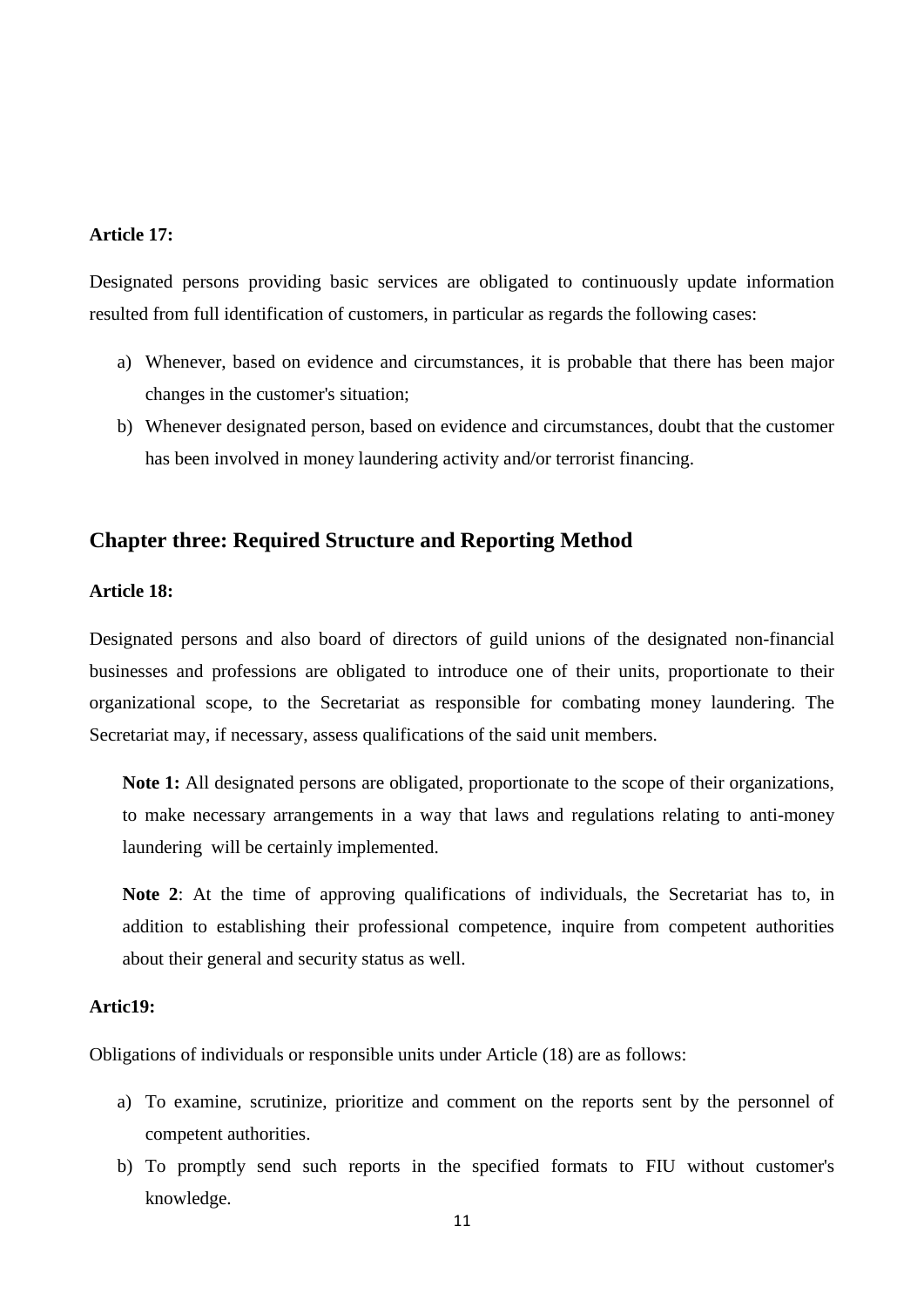**Article 17:**

Designated persons providing basic services are obligated to continuously update information resulted from full identification of customers, in particular as regards the following cases:

a) Whenever, based on evidence and circumstances, it is probable that there has been major changes in the customer's situation;
b) Whenever designated person, based on evidence and circumstances, doubt that the customer has been involved in money laundering activity and/or terrorist financing.

## Chapter three: Required Structure and Reporting Method

**Article 18:**

Designated persons and also board of directors of guild unions of the designated non-financial businesses and professions are obligated to introduce one of their units, proportionate to their organizational scope, to the Secretariat as responsible for combating money laundering. The Secretariat may, if necessary, assess qualifications of the said unit members.

**Note 1:** All designated persons are obligated, proportionate to the scope of their organizations, to make necessary arrangements in a way that laws and regulations relating to anti-money laundering will be certainly implemented.

**Note 2**: At the time of approving qualifications of individuals, the Secretariat has to, in addition to establishing their professional competence, inquire from competent authorities about their general and security status as well.

**Artic19:**

Obligations of individuals or responsible units under Article (18) are as follows:

a) To examine, scrutinize, prioritize and comment on the reports sent by the personnel of competent authorities.
b) To promptly send such reports in the specified formats to FIU without customer's knowledge.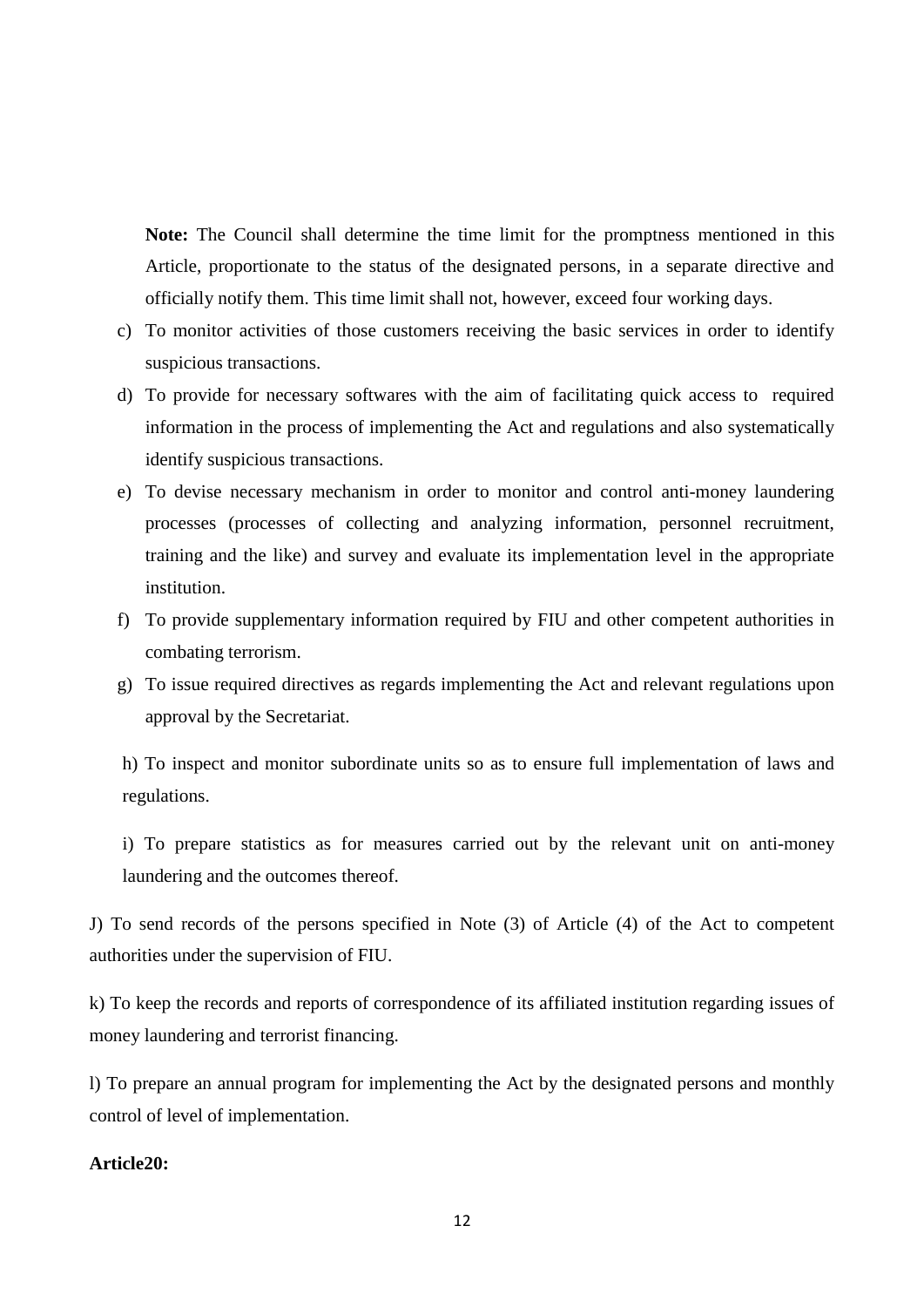**Note:** The Council shall determine the time limit for the promptness mentioned in this Article, proportionate to the status of the designated persons, in a separate directive and officially notify them. This time limit shall not, however, exceed four working days.

c) To monitor activities of those customers receiving the basic services in order to identify suspicious transactions.

d) To provide for necessary softwares with the aim of facilitating quick access to required information in the process of implementing the Act and regulations and also systematically identify suspicious transactions.

e) To devise necessary mechanism in order to monitor and control anti-money laundering processes (processes of collecting and analyzing information, personnel recruitment, training and the like) and survey and evaluate its implementation level in the appropriate institution.

f) To provide supplementary information required by FIU and other competent authorities in combating terrorism.

g) To issue required directives as regards implementing the Act and relevant regulations upon approval by the Secretariat.

h) To inspect and monitor subordinate units so as to ensure full implementation of laws and regulations.

i) To prepare statistics as for measures carried out by the relevant unit on anti-money laundering and the outcomes thereof.

J) To send records of the persons specified in Note (3) of Article (4) of the Act to competent authorities under the supervision of FIU.

k) To keep the records and reports of correspondence of its affiliated institution regarding issues of money laundering and terrorist financing.

l) To prepare an annual program for implementing the Act by the designated persons and monthly control of level of implementation.

**Article20:**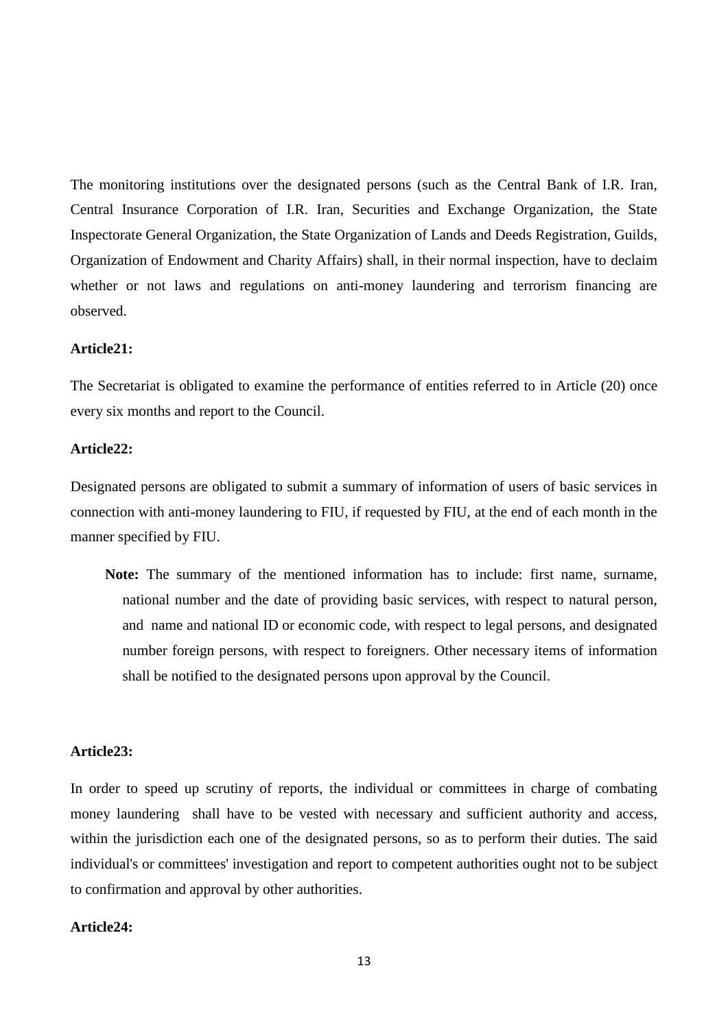The monitoring institutions over the designated persons (such as the Central Bank of I.R. Iran, Central Insurance Corporation of I.R. Iran, Securities and Exchange Organization, the State Inspectorate General Organization, the State Organization of Lands and Deeds Registration, Guilds, Organization of Endowment and Charity Affairs) shall, in their normal inspection, have to declaim whether or not laws and regulations on anti-money laundering and terrorism financing are observed.

**Article21:**

The Secretariat is obligated to examine the performance of entities referred to in Article (20) once every six months and report to the Council.

**Article22:**

Designated persons are obligated to submit a summary of information of users of basic services in connection with anti-money laundering to FIU, if requested by FIU, at the end of each month in the manner specified by FIU.

**Note:** The summary of the mentioned information has to include: first name, surname, national number and the date of providing basic services, with respect to natural person, and name and national ID or economic code, with respect to legal persons, and designated number foreign persons, with respect to foreigners. Other necessary items of information shall be notified to the designated persons upon approval by the Council.

**Article23:**

In order to speed up scrutiny of reports, the individual or committees in charge of combating money laundering shall have to be vested with necessary and sufficient authority and access, within the jurisdiction each one of the designated persons, so as to perform their duties. The said individual's or committees' investigation and report to competent authorities ought not to be subject to confirmation and approval by other authorities.

**Article24:**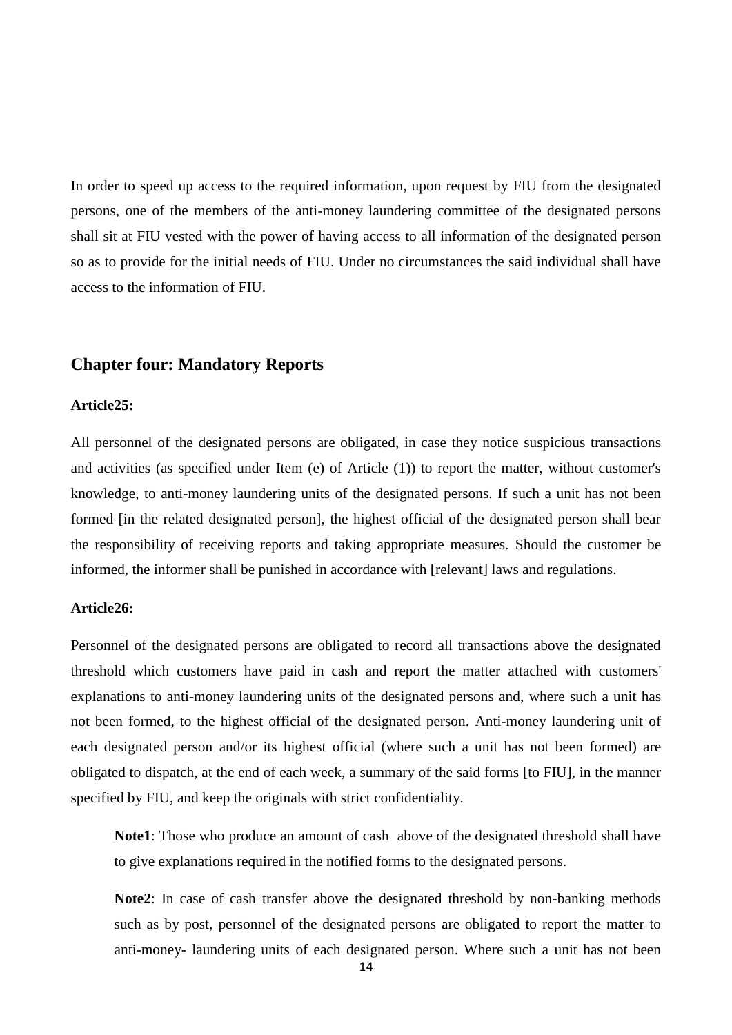In order to speed up access to the required information, upon request by FIU from the designated persons, one of the members of the anti-money laundering committee of the designated persons shall sit at FIU vested with the power of having access to all information of the designated person so as to provide for the initial needs of FIU. Under no circumstances the said individual shall have access to the information of FIU.

## Chapter four: Mandatory Reports

**Article25:**

All personnel of the designated persons are obligated, in case they notice suspicious transactions and activities (as specified under Item (e) of Article (1)) to report the matter, without customer's knowledge, to anti-money laundering units of the designated persons. If such a unit has not been formed [in the related designated person], the highest official of the designated person shall bear the responsibility of receiving reports and taking appropriate measures. Should the customer be informed, the informer shall be punished in accordance with [relevant] laws and regulations.

**Article26:**

Personnel of the designated persons are obligated to record all transactions above the designated threshold which customers have paid in cash and report the matter attached with customers' explanations to anti-money laundering units of the designated persons and, where such a unit has not been formed, to the highest official of the designated person. Anti-money laundering unit of each designated person and/or its highest official (where such a unit has not been formed) are obligated to dispatch, at the end of each week, a summary of the said forms [to FIU], in the manner specified by FIU, and keep the originals with strict confidentiality.

> **Note1**: Those who produce an amount of cash above of the designated threshold shall have to give explanations required in the notified forms to the designated persons.
>
> **Note2**: In case of cash transfer above the designated threshold by non-banking methods such as by post, personnel of the designated persons are obligated to report the matter to anti-money- laundering units of each designated person. Where such a unit has not been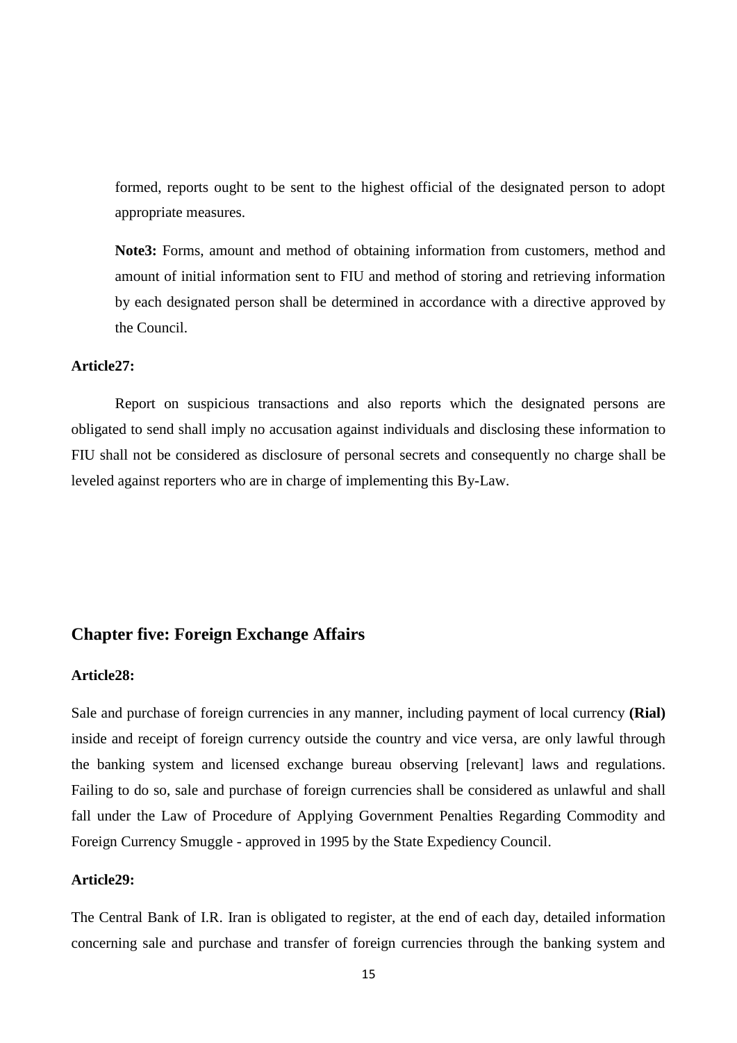formed, reports ought to be sent to the highest official of the designated person to adopt appropriate measures.

**Note3:** Forms, amount and method of obtaining information from customers, method and amount of initial information sent to FIU and method of storing and retrieving information by each designated person shall be determined in accordance with a directive approved by the Council.

**Article27:**

Report on suspicious transactions and also reports which the designated persons are obligated to send shall imply no accusation against individuals and disclosing these information to FIU shall not be considered as disclosure of personal secrets and consequently no charge shall be leveled against reporters who are in charge of implementing this By-Law.

## Chapter five: Foreign Exchange Affairs

**Article28:**

Sale and purchase of foreign currencies in any manner, including payment of local currency **(Rial)** inside and receipt of foreign currency outside the country and vice versa, are only lawful through the banking system and licensed exchange bureau observing [relevant] laws and regulations. Failing to do so, sale and purchase of foreign currencies shall be considered as unlawful and shall fall under the Law of Procedure of Applying Government Penalties Regarding Commodity and Foreign Currency Smuggle - approved in 1995 by the State Expediency Council.

**Article29:**

The Central Bank of I.R. Iran is obligated to register, at the end of each day, detailed information concerning sale and purchase and transfer of foreign currencies through the banking system and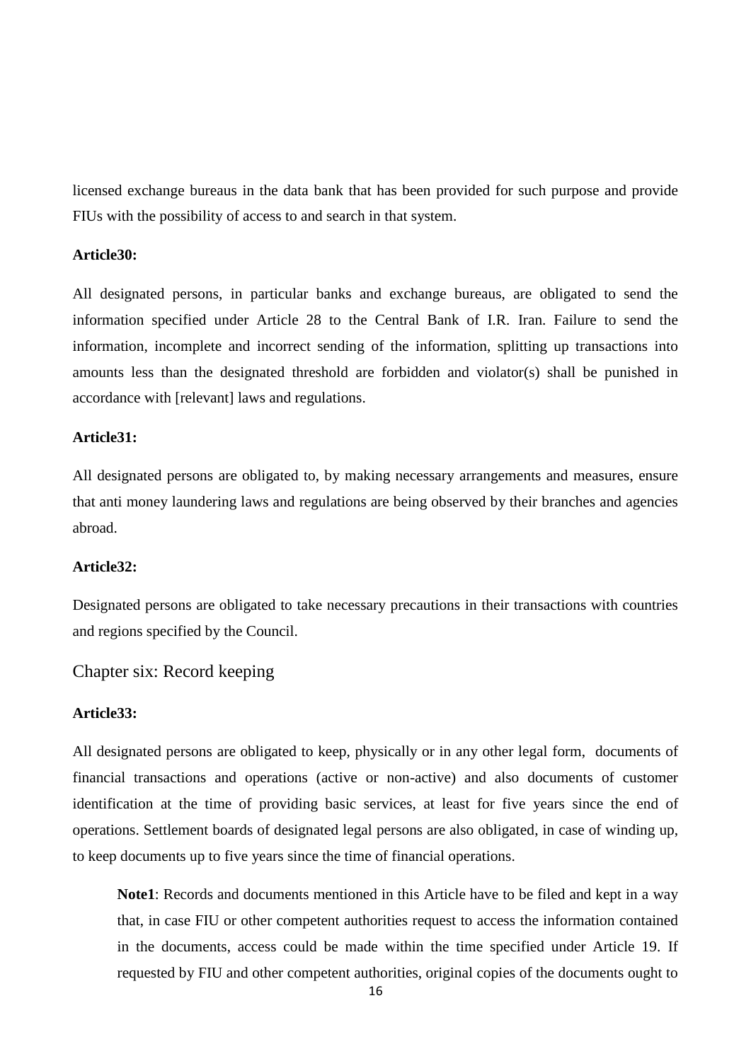licensed exchange bureaus in the data bank that has been provided for such purpose and provide FIUs with the possibility of access to and search in that system.

**Article30:**

All designated persons, in particular banks and exchange bureaus, are obligated to send the information specified under Article 28 to the Central Bank of I.R. Iran. Failure to send the information, incomplete and incorrect sending of the information, splitting up transactions into amounts less than the designated threshold are forbidden and violator(s) shall be punished in accordance with [relevant] laws and regulations.

**Article31:**

All designated persons are obligated to, by making necessary arrangements and measures, ensure that anti money laundering laws and regulations are being observed by their branches and agencies abroad.

**Article32:**

Designated persons are obligated to take necessary precautions in their transactions with countries and regions specified by the Council.

## Chapter six: Record keeping

**Article33:**

All designated persons are obligated to keep, physically or in any other legal form, documents of financial transactions and operations (active or non-active) and also documents of customer identification at the time of providing basic services, at least for five years since the end of operations. Settlement boards of designated legal persons are also obligated, in case of winding up, to keep documents up to five years since the time of financial operations.

> **Note1**: Records and documents mentioned in this Article have to be filed and kept in a way that, in case FIU or other competent authorities request to access the information contained in the documents, access could be made within the time specified under Article 19. If requested by FIU and other competent authorities, original copies of the documents ought to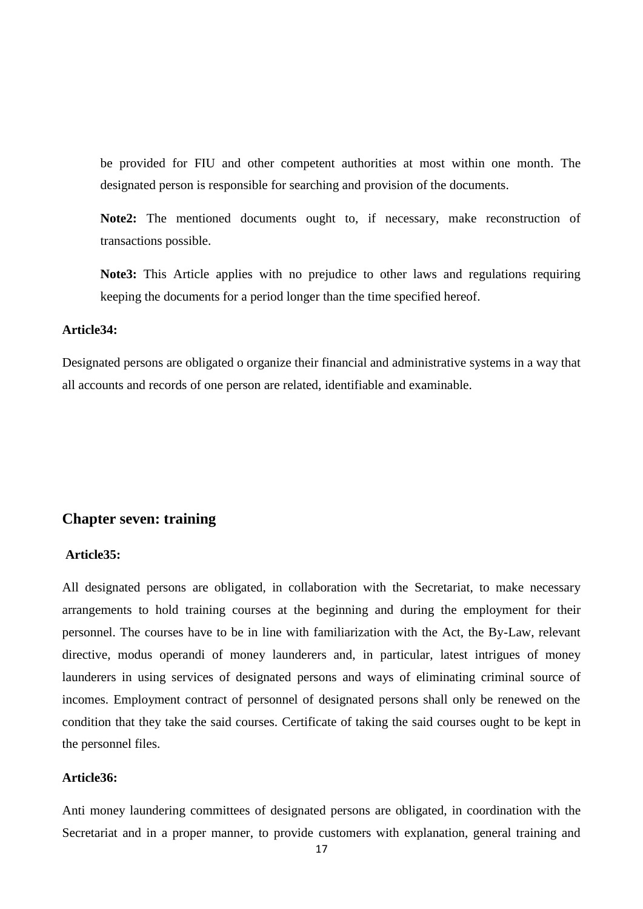be provided for FIU and other competent authorities at most within one month. The designated person is responsible for searching and provision of the documents.

**Note2:** The mentioned documents ought to, if necessary, make reconstruction of transactions possible.

**Note3:** This Article applies with no prejudice to other laws and regulations requiring keeping the documents for a period longer than the time specified hereof.

**Article34:**

Designated persons are obligated o organize their financial and administrative systems in a way that all accounts and records of one person are related, identifiable and examinable.

## Chapter seven: training

**Article35:**

All designated persons are obligated, in collaboration with the Secretariat, to make necessary arrangements to hold training courses at the beginning and during the employment for their personnel. The courses have to be in line with familiarization with the Act, the By-Law, relevant directive, modus operandi of money launderers and, in particular, latest intrigues of money launderers in using services of designated persons and ways of eliminating criminal source of incomes. Employment contract of personnel of designated persons shall only be renewed on the condition that they take the said courses. Certificate of taking the said courses ought to be kept in the personnel files.

**Article36:**

Anti money laundering committees of designated persons are obligated, in coordination with the Secretariat and in a proper manner, to provide customers with explanation, general training and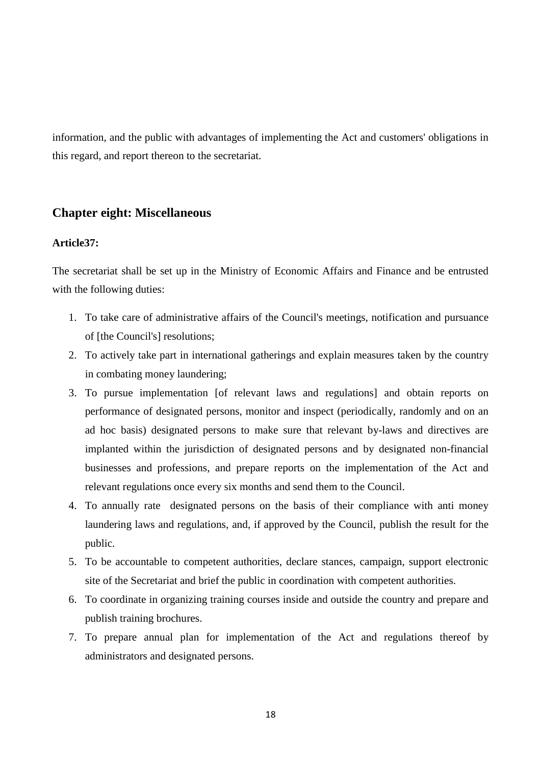information, and the public with advantages of implementing the Act and customers' obligations in this regard, and report thereon to the secretariat.

## Chapter eight: Miscellaneous

**Article37:**

The secretariat shall be set up in the Ministry of Economic Affairs and Finance and be entrusted with the following duties:

1. To take care of administrative affairs of the Council's meetings, notification and pursuance of [the Council's] resolutions;
2. To actively take part in international gatherings and explain measures taken by the country in combating money laundering;
3. To pursue implementation [of relevant laws and regulations] and obtain reports on performance of designated persons, monitor and inspect (periodically, randomly and on an ad hoc basis) designated persons to make sure that relevant by-laws and directives are implanted within the jurisdiction of designated persons and by designated non-financial businesses and professions, and prepare reports on the implementation of the Act and relevant regulations once every six months and send them to the Council.
4. To annually rate designated persons on the basis of their compliance with anti money laundering laws and regulations, and, if approved by the Council, publish the result for the public.
5. To be accountable to competent authorities, declare stances, campaign, support electronic site of the Secretariat and brief the public in coordination with competent authorities.
6. To coordinate in organizing training courses inside and outside the country and prepare and publish training brochures.
7. To prepare annual plan for implementation of the Act and regulations thereof by administrators and designated persons.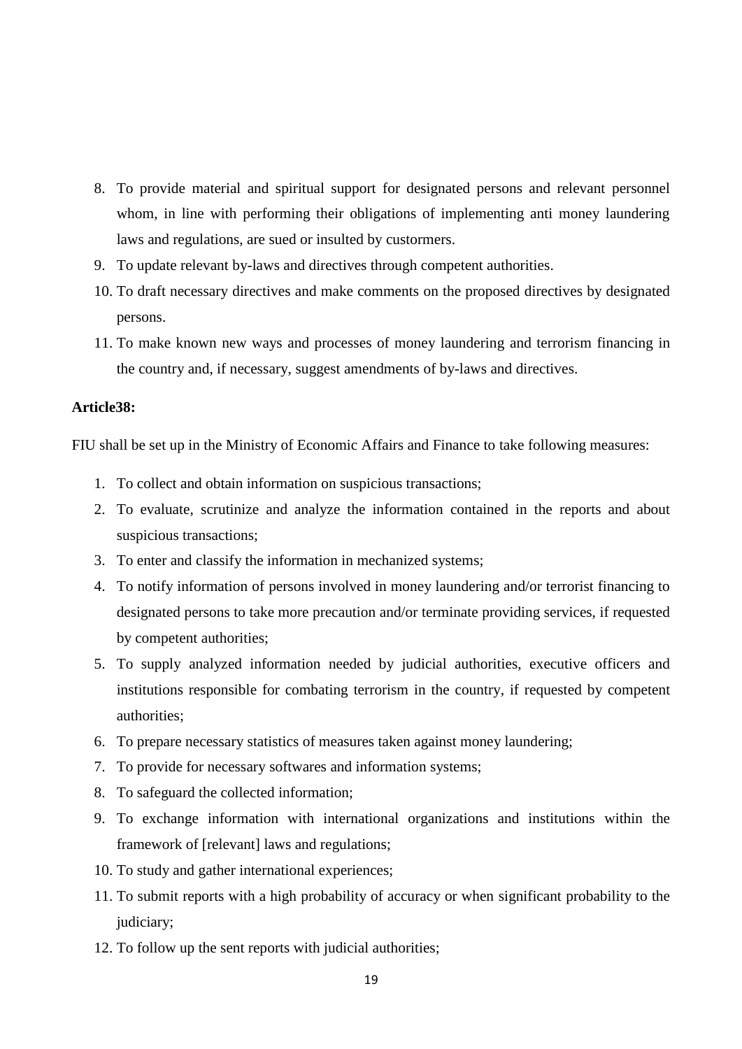8. To provide material and spiritual support for designated persons and relevant personnel whom, in line with performing their obligations of implementing anti money laundering laws and regulations, are sued or insulted by custormers.
9. To update relevant by-laws and directives through competent authorities.
10. To draft necessary directives and make comments on the proposed directives by designated persons.
11. To make known new ways and processes of money laundering and terrorism financing in the country and, if necessary, suggest amendments of by-laws and directives.

**Article38:**

FIU shall be set up in the Ministry of Economic Affairs and Finance to take following measures:

1. To collect and obtain information on suspicious transactions;
2. To evaluate, scrutinize and analyze the information contained in the reports and about suspicious transactions;
3. To enter and classify the information in mechanized systems;
4. To notify information of persons involved in money laundering and/or terrorist financing to designated persons to take more precaution and/or terminate providing services, if requested by competent authorities;
5. To supply analyzed information needed by judicial authorities, executive officers and institutions responsible for combating terrorism in the country, if requested by competent authorities;
6. To prepare necessary statistics of measures taken against money laundering;
7. To provide for necessary softwares and information systems;
8. To safeguard the collected information;
9. To exchange information with international organizations and institutions within the framework of [relevant] laws and regulations;
10. To study and gather international experiences;
11. To submit reports with a high probability of accuracy or when significant probability to the judiciary;
12. To follow up the sent reports with judicial authorities;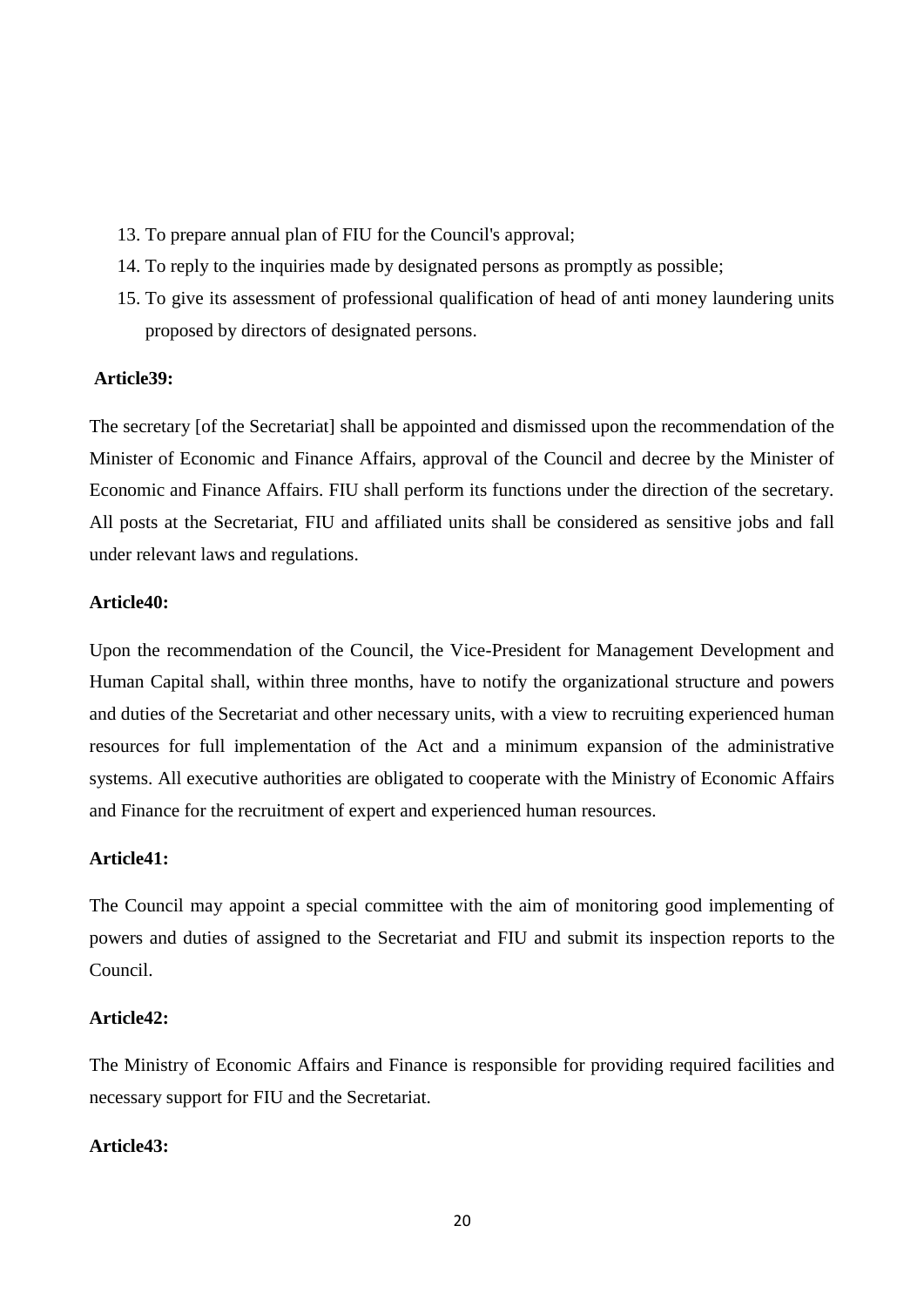13. To prepare annual plan of FIU for the Council's approval;
14. To reply to the inquiries made by designated persons as promptly as possible;
15. To give its assessment of professional qualification of head of anti money laundering units proposed by directors of designated persons.

**Article39:**

The secretary [of the Secretariat] shall be appointed and dismissed upon the recommendation of the Minister of Economic and Finance Affairs, approval of the Council and decree by the Minister of Economic and Finance Affairs. FIU shall perform its functions under the direction of the secretary. All posts at the Secretariat, FIU and affiliated units shall be considered as sensitive jobs and fall under relevant laws and regulations.

**Article40:**

Upon the recommendation of the Council, the Vice-President for Management Development and Human Capital shall, within three months, have to notify the organizational structure and powers and duties of the Secretariat and other necessary units, with a view to recruiting experienced human resources for full implementation of the Act and a minimum expansion of the administrative systems. All executive authorities are obligated to cooperate with the Ministry of Economic Affairs and Finance for the recruitment of expert and experienced human resources.

**Article41:**

The Council may appoint a special committee with the aim of monitoring good implementing of powers and duties of assigned to the Secretariat and FIU and submit its inspection reports to the Council.

**Article42:**

The Ministry of Economic Affairs and Finance is responsible for providing required facilities and necessary support for FIU and the Secretariat.

**Article43:**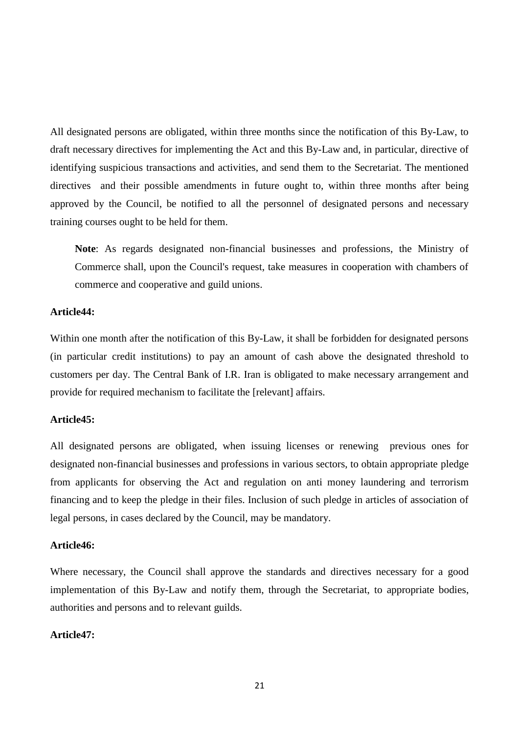All designated persons are obligated, within three months since the notification of this By-Law, to draft necessary directives for implementing the Act and this By-Law and, in particular, directive of identifying suspicious transactions and activities, and send them to the Secretariat. The mentioned directives and their possible amendments in future ought to, within three months after being approved by the Council, be notified to all the personnel of designated persons and necessary training courses ought to be held for them.

> **Note**: As regards designated non-financial businesses and professions, the Ministry of Commerce shall, upon the Council's request, take measures in cooperation with chambers of commerce and cooperative and guild unions.

**Article44:**

Within one month after the notification of this By-Law, it shall be forbidden for designated persons (in particular credit institutions) to pay an amount of cash above the designated threshold to customers per day. The Central Bank of I.R. Iran is obligated to make necessary arrangement and provide for required mechanism to facilitate the [relevant] affairs.

**Article45:**

All designated persons are obligated, when issuing licenses or renewing previous ones for designated non-financial businesses and professions in various sectors, to obtain appropriate pledge from applicants for observing the Act and regulation on anti money laundering and terrorism financing and to keep the pledge in their files. Inclusion of such pledge in articles of association of legal persons, in cases declared by the Council, may be mandatory.

**Article46:**

Where necessary, the Council shall approve the standards and directives necessary for a good implementation of this By-Law and notify them, through the Secretariat, to appropriate bodies, authorities and persons and to relevant guilds.

**Article47:**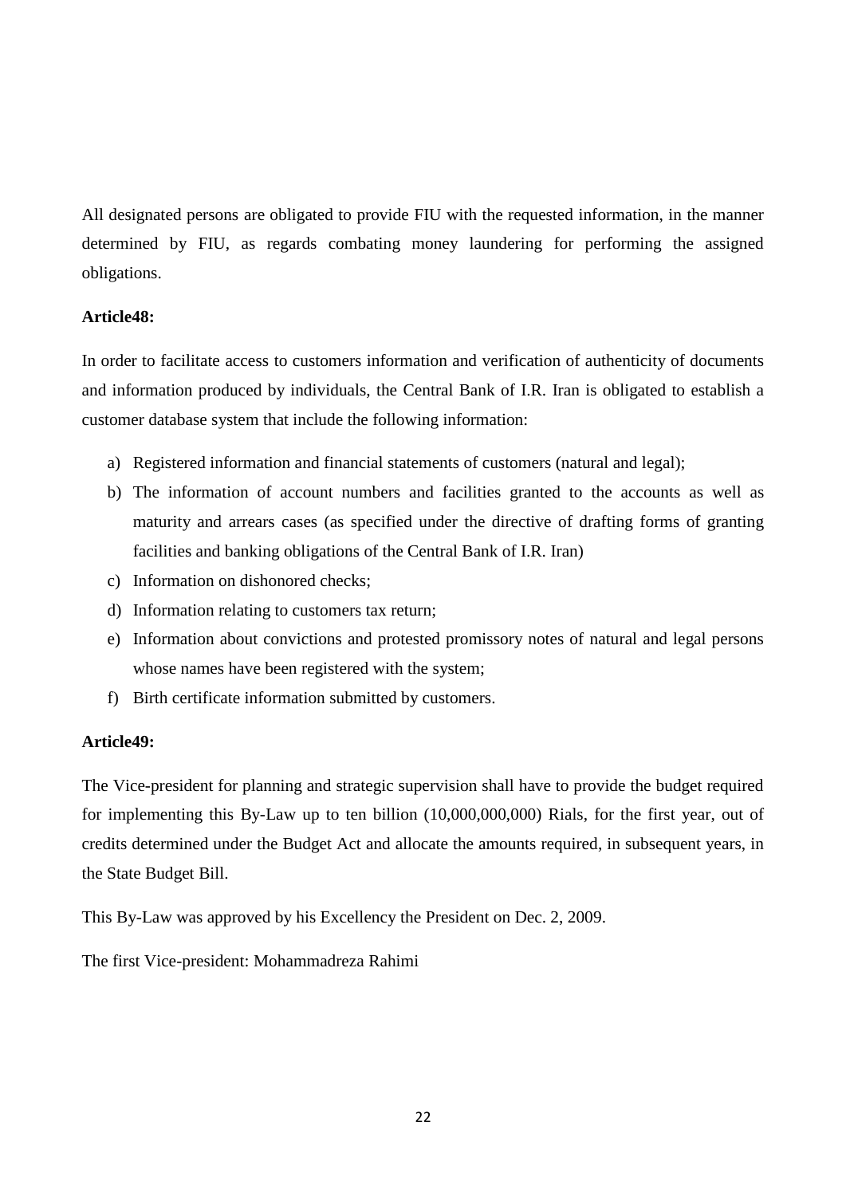All designated persons are obligated to provide FIU with the requested information, in the manner determined by FIU, as regards combating money laundering for performing the assigned obligations.

**Article48:**

In order to facilitate access to customers information and verification of authenticity of documents and information produced by individuals, the Central Bank of I.R. Iran is obligated to establish a customer database system that include the following information:

a) Registered information and financial statements of customers (natural and legal);
b) The information of account numbers and facilities granted to the accounts as well as maturity and arrears cases (as specified under the directive of drafting forms of granting facilities and banking obligations of the Central Bank of I.R. Iran)
c) Information on dishonored checks;
d) Information relating to customers tax return;
e) Information about convictions and protested promissory notes of natural and legal persons whose names have been registered with the system;
f) Birth certificate information submitted by customers.

**Article49:**

The Vice-president for planning and strategic supervision shall have to provide the budget required for implementing this By-Law up to ten billion (10,000,000,000) Rials, for the first year, out of credits determined under the Budget Act and allocate the amounts required, in subsequent years, in the State Budget Bill.

This By-Law was approved by his Excellency the President on Dec. 2, 2009.

The first Vice-president: Mohammadreza Rahimi